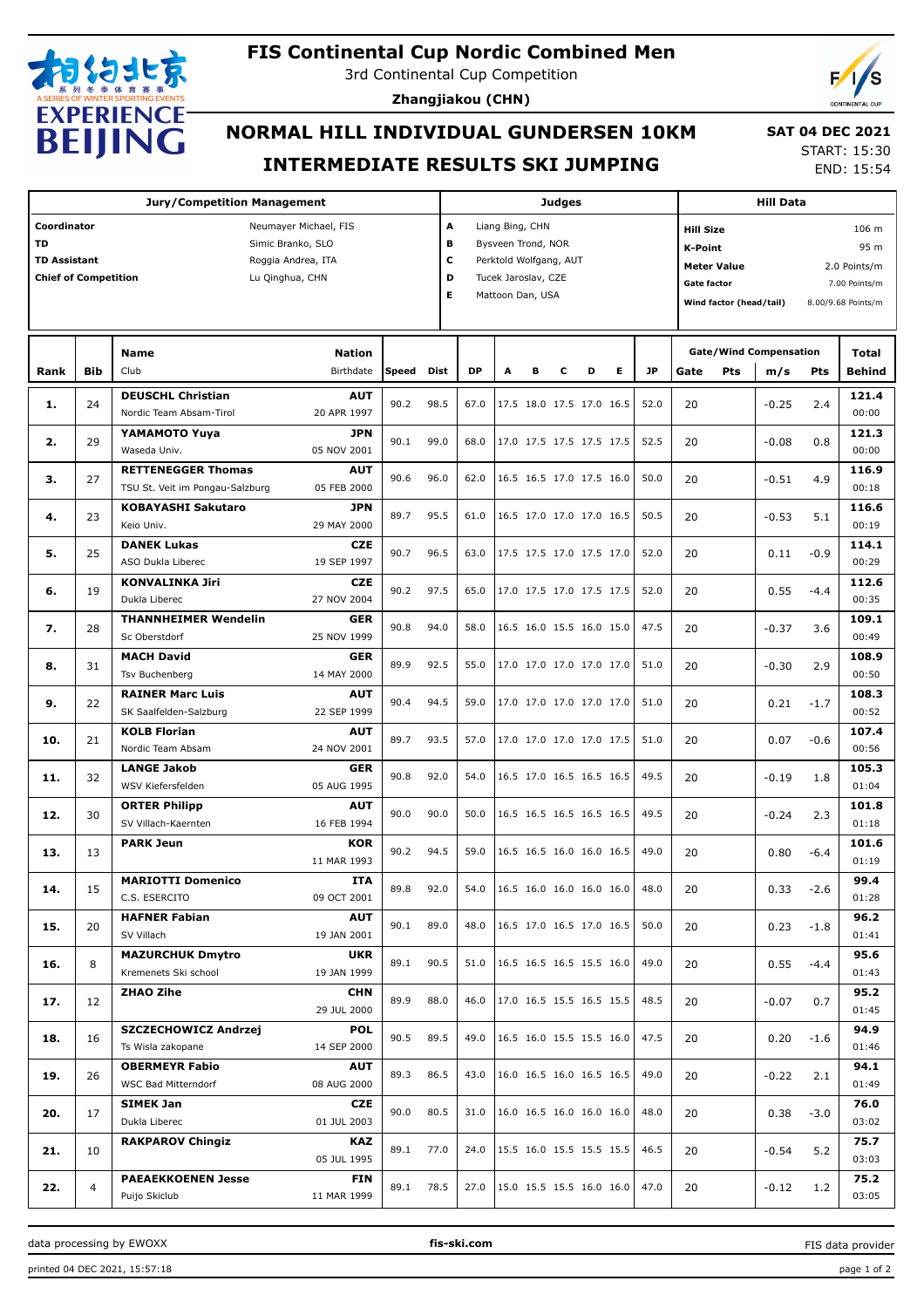# FIS Continental Cup Nordic Combined Men

3rd Continental Cup Competition

**Zhangjiakou (CHN)**

## NORMAL HILL INDIVIDUAL GUNDERSEN 10KM

## INTERMEDIATE RESULTS SKI JUMPING

**SAT 04 DEC 2021**
START: 15:30
END: 15:54

| Jury/Competition Management | | Judges | | Hill Data | |
|---|---|---|---|---|---|
| Coordinator | Neumayer Michael, FIS | A | Liang Bing, CHN | Hill Size | 106 m |
| TD | Simic Branko, SLO | B | Bysveen Trond, NOR | K-Point | 95 m |
| TD Assistant | Roggia Andrea, ITA | C | Perktold Wolfgang, AUT | Meter Value | 2.0 Points/m |
| Chief of Competition | Lu Qinghua, CHN | D | Tucek Jaroslav, CZE | Gate factor | 7.00 Points/m |
| | | E | Mattoon Dan, USA | Wind factor (head/tail) | 8.00/9.68 Points/m |

| Rank | Bib | Name / Club | Nation / Birthdate | Speed | Dist | DP | A | B | C | D | E | JP | Gate | Gate Pts | m/s | Wind Pts | Total / Behind |
|---|---|---|---|---|---|---|---|---|---|---|---|---|---|---|---|---|---|
| 1. | 24 | DEUSCHL Christian / Nordic Team Absam-Tirol | AUT / 20 APR 1997 | 90.2 | 98.5 | 67.0 | 17.5 | 18.0 | 17.5 | 17.0 | 16.5 | 52.0 | 20 | | -0.25 | 2.4 | 121.4 / 00:00 |
| 2. | 29 | YAMAMOTO Yuya / Waseda Univ. | JPN / 05 NOV 2001 | 90.1 | 99.0 | 68.0 | 17.0 | 17.5 | 17.5 | 17.5 | 17.5 | 52.5 | 20 | | -0.08 | 0.8 | 121.3 / 00:00 |
| 3. | 27 | RETTENEGGER Thomas / TSU St. Veit im Pongau-Salzburg | AUT / 05 FEB 2000 | 90.6 | 96.0 | 62.0 | 16.5 | 16.5 | 17.0 | 17.5 | 16.0 | 50.0 | 20 | | -0.51 | 4.9 | 116.9 / 00:18 |
| 4. | 23 | KOBAYASHI Sakutaro / Keio Univ. | JPN / 29 MAY 2000 | 89.7 | 95.5 | 61.0 | 16.5 | 17.0 | 17.0 | 17.0 | 16.5 | 50.5 | 20 | | -0.53 | 5.1 | 116.6 / 00:19 |
| 5. | 25 | DANEK Lukas / ASO Dukla Liberec | CZE / 19 SEP 1997 | 90.7 | 96.5 | 63.0 | 17.5 | 17.5 | 17.0 | 17.5 | 17.0 | 52.0 | 20 | | 0.11 | -0.9 | 114.1 / 00:29 |
| 6. | 19 | KONVALINKA Jiri / Dukla Liberec | CZE / 27 NOV 2004 | 90.2 | 97.5 | 65.0 | 17.0 | 17.5 | 17.0 | 17.5 | 17.5 | 52.0 | 20 | | 0.55 | -4.4 | 112.6 / 00:35 |
| 7. | 28 | THANNHEIMER Wendelin / Sc Oberstdorf | GER / 25 NOV 1999 | 90.8 | 94.0 | 58.0 | 16.5 | 16.0 | 15.5 | 16.0 | 15.0 | 47.5 | 20 | | -0.37 | 3.6 | 109.1 / 00:49 |
| 8. | 31 | MACH David / Tsv Buchenberg | GER / 14 MAY 2000 | 89.9 | 92.5 | 55.0 | 17.0 | 17.0 | 17.0 | 17.0 | 17.0 | 51.0 | 20 | | -0.30 | 2.9 | 108.9 / 00:50 |
| 9. | 22 | RAINER Marc Luis / SK Saalfelden-Salzburg | AUT / 22 SEP 1999 | 90.4 | 94.5 | 59.0 | 17.0 | 17.0 | 17.0 | 17.0 | 17.0 | 51.0 | 20 | | 0.21 | -1.7 | 108.3 / 00:52 |
| 10. | 21 | KOLB Florian / Nordic Team Absam | AUT / 24 NOV 2001 | 89.7 | 93.5 | 57.0 | 17.0 | 17.0 | 17.0 | 17.0 | 17.5 | 51.0 | 20 | | 0.07 | -0.6 | 107.4 / 00:56 |
| 11. | 32 | LANGE Jakob / WSV Kiefersfelden | GER / 05 AUG 1995 | 90.8 | 92.0 | 54.0 | 16.5 | 17.0 | 16.5 | 16.5 | 16.5 | 49.5 | 20 | | -0.19 | 1.8 | 105.3 / 01:04 |
| 12. | 30 | ORTER Philipp / SV Villach-Kaernten | AUT / 16 FEB 1994 | 90.0 | 90.0 | 50.0 | 16.5 | 16.5 | 16.5 | 16.5 | 16.5 | 49.5 | 20 | | -0.24 | 2.3 | 101.8 / 01:18 |
| 13. | 13 | PARK Jeun | KOR / 11 MAR 1993 | 90.2 | 94.5 | 59.0 | 16.5 | 16.5 | 16.0 | 16.0 | 16.5 | 49.0 | 20 | | 0.80 | -6.4 | 101.6 / 01:19 |
| 14. | 15 | MARIOTTI Domenico / C.S. ESERCITO | ITA / 09 OCT 2001 | 89.8 | 92.0 | 54.0 | 16.5 | 16.0 | 16.0 | 16.0 | 16.0 | 48.0 | 20 | | 0.33 | -2.6 | 99.4 / 01:28 |
| 15. | 20 | HAFNER Fabian / SV Villach | AUT / 19 JAN 2001 | 90.1 | 89.0 | 48.0 | 16.5 | 17.0 | 16.5 | 17.0 | 16.5 | 50.0 | 20 | | 0.23 | -1.8 | 96.2 / 01:41 |
| 16. | 8 | MAZURCHUK Dmytro / Kremenets Ski school | UKR / 19 JAN 1999 | 89.1 | 90.5 | 51.0 | 16.5 | 16.5 | 16.5 | 15.5 | 16.0 | 49.0 | 20 | | 0.55 | -4.4 | 95.6 / 01:43 |
| 17. | 12 | ZHAO Zihe | CHN / 29 JUL 2000 | 89.9 | 88.0 | 46.0 | 17.0 | 16.5 | 15.5 | 16.5 | 15.5 | 48.5 | 20 | | -0.07 | 0.7 | 95.2 / 01:45 |
| 18. | 16 | SZCZECHOWICZ Andrzej / Ts Wisla zakopane | POL / 14 SEP 2000 | 90.5 | 89.5 | 49.0 | 16.5 | 16.0 | 15.5 | 15.5 | 16.0 | 47.5 | 20 | | 0.20 | -1.6 | 94.9 / 01:46 |
| 19. | 26 | OBERMEYR Fabio / WSC Bad Mitterndorf | AUT / 08 AUG 2000 | 89.3 | 86.5 | 43.0 | 16.0 | 16.5 | 16.0 | 16.5 | 16.5 | 49.0 | 20 | | -0.22 | 2.1 | 94.1 / 01:49 |
| 20. | 17 | SIMEK Jan / Dukla Liberec | CZE / 01 JUL 2003 | 90.0 | 80.5 | 31.0 | 16.0 | 16.5 | 16.0 | 16.0 | 16.0 | 48.0 | 20 | | 0.38 | -3.0 | 76.0 / 03:02 |
| 21. | 10 | RAKPAROV Chingiz | KAZ / 05 JUL 1995 | 89.1 | 77.0 | 24.0 | 15.5 | 16.0 | 15.5 | 15.5 | 15.5 | 46.5 | 20 | | -0.54 | 5.2 | 75.7 / 03:03 |
| 22. | 4 | PAEAEKKOENEN Jesse / Puijo Skiclub | FIN / 11 MAR 1999 | 89.1 | 78.5 | 27.0 | 15.0 | 15.5 | 15.5 | 16.0 | 16.0 | 47.0 | 20 | | -0.12 | 1.2 | 75.2 / 03:05 |

data processing by EWOXX | fis-ski.com | FIS data provider

printed 04 DEC 2021, 15:57:18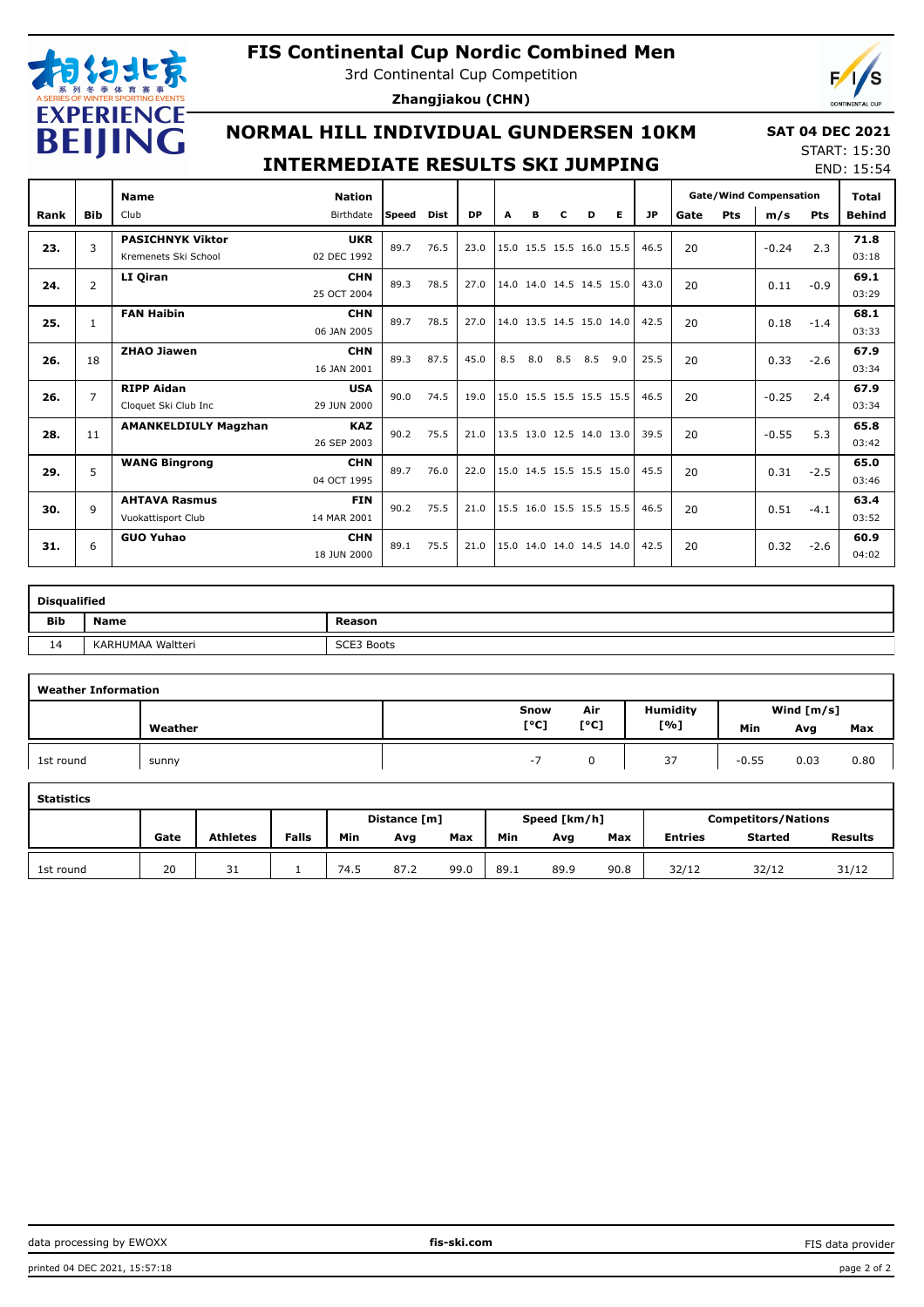# FIS Continental Cup Nordic Combined Men

3rd Continental Cup Competition

**Zhangjiakou (CHN)**

## NORMAL HILL INDIVIDUAL GUNDERSEN 10KM

## INTERMEDIATE RESULTS SKI JUMPING

**SAT 04 DEC 2021**
START: 15:30
END: 15:54

| Rank | Bib | Name / Club | Nation / Birthdate | Speed | Dist | DP | A | B | C | D | E | JP | Gate | Gate Pts | Wind m/s | Wind Pts | Total / Behind |
|---|---|---|---|---|---|---|---|---|---|---|---|---|---|---|---|---|---|
| 23. | 3 | **PASICHNYK Viktor** Kremenets Ski School | **UKR** 02 DEC 1992 | 89.7 | 76.5 | 23.0 | 15.0 | 15.5 | 15.5 | 16.0 | 15.5 | 46.5 | 20 | | -0.24 | 2.3 | **71.8** 03:18 |
| 24. | 2 | **LI Qiran** | **CHN** 25 OCT 2004 | 89.3 | 78.5 | 27.0 | 14.0 | 14.0 | 14.5 | 14.5 | 15.0 | 43.0 | 20 | | 0.11 | -0.9 | **69.1** 03:29 |
| 25. | 1 | **FAN Haibin** | **CHN** 06 JAN 2005 | 89.7 | 78.5 | 27.0 | 14.0 | 13.5 | 14.5 | 15.0 | 14.0 | 42.5 | 20 | | 0.18 | -1.4 | **68.1** 03:33 |
| 26. | 18 | **ZHAO Jiawen** | **CHN** 16 JAN 2001 | 89.3 | 87.5 | 45.0 | 8.5 | 8.0 | 8.5 | 8.5 | 9.0 | 25.5 | 20 | | 0.33 | -2.6 | **67.9** 03:34 |
| 26. | 7 | **RIPP Aidan** Cloquet Ski Club Inc | **USA** 29 JUN 2000 | 90.0 | 74.5 | 19.0 | 15.0 | 15.5 | 15.5 | 15.5 | 15.5 | 46.5 | 20 | | -0.25 | 2.4 | **67.9** 03:34 |
| 28. | 11 | **AMANKELDIULY Magzhan** | **KAZ** 26 SEP 2003 | 90.2 | 75.5 | 21.0 | 13.5 | 13.0 | 12.5 | 14.0 | 13.0 | 39.5 | 20 | | -0.55 | 5.3 | **65.8** 03:42 |
| 29. | 5 | **WANG Bingrong** | **CHN** 04 OCT 1995 | 89.7 | 76.0 | 22.0 | 15.0 | 14.5 | 15.5 | 15.5 | 15.0 | 45.5 | 20 | | 0.31 | -2.5 | **65.0** 03:46 |
| 30. | 9 | **AHTAVA Rasmus** Vuokattisport Club | **FIN** 14 MAR 2001 | 90.2 | 75.5 | 21.0 | 15.5 | 16.0 | 15.5 | 15.5 | 15.5 | 46.5 | 20 | | 0.51 | -4.1 | **63.4** 03:52 |
| 31. | 6 | **GUO Yuhao** | **CHN** 18 JUN 2000 | 89.1 | 75.5 | 21.0 | 15.0 | 14.0 | 14.0 | 14.5 | 14.0 | 42.5 | 20 | | 0.32 | -2.6 | **60.9** 04:02 |

**Disqualified**

| Bib | Name | Reason |
|---|---|---|
| 14 | KARHUMAA Waltteri | SCE3 Boots |

**Weather Information**

| | Weather | Snow [°C] | Air [°C] | Humidity [%] | Wind Min [m/s] | Wind Avg [m/s] | Wind Max [m/s] |
|---|---|---|---|---|---|---|---|
| 1st round | sunny | -7 | 0 | 37 | -0.55 | 0.03 | 0.80 |

**Statistics**

| | Gate | Athletes | Falls | Distance Min [m] | Distance Avg [m] | Distance Max [m] | Speed Min [km/h] | Speed Avg [km/h] | Speed Max [km/h] | Entries | Started | Results |
|---|---|---|---|---|---|---|---|---|---|---|---|---|
| 1st round | 20 | 31 | 1 | 74.5 | 87.2 | 99.0 | 89.1 | 89.9 | 90.8 | 32/12 | 32/12 | 31/12 |

data processing by EWOXX | fis-ski.com | FIS data provider

printed 04 DEC 2021, 15:57:18